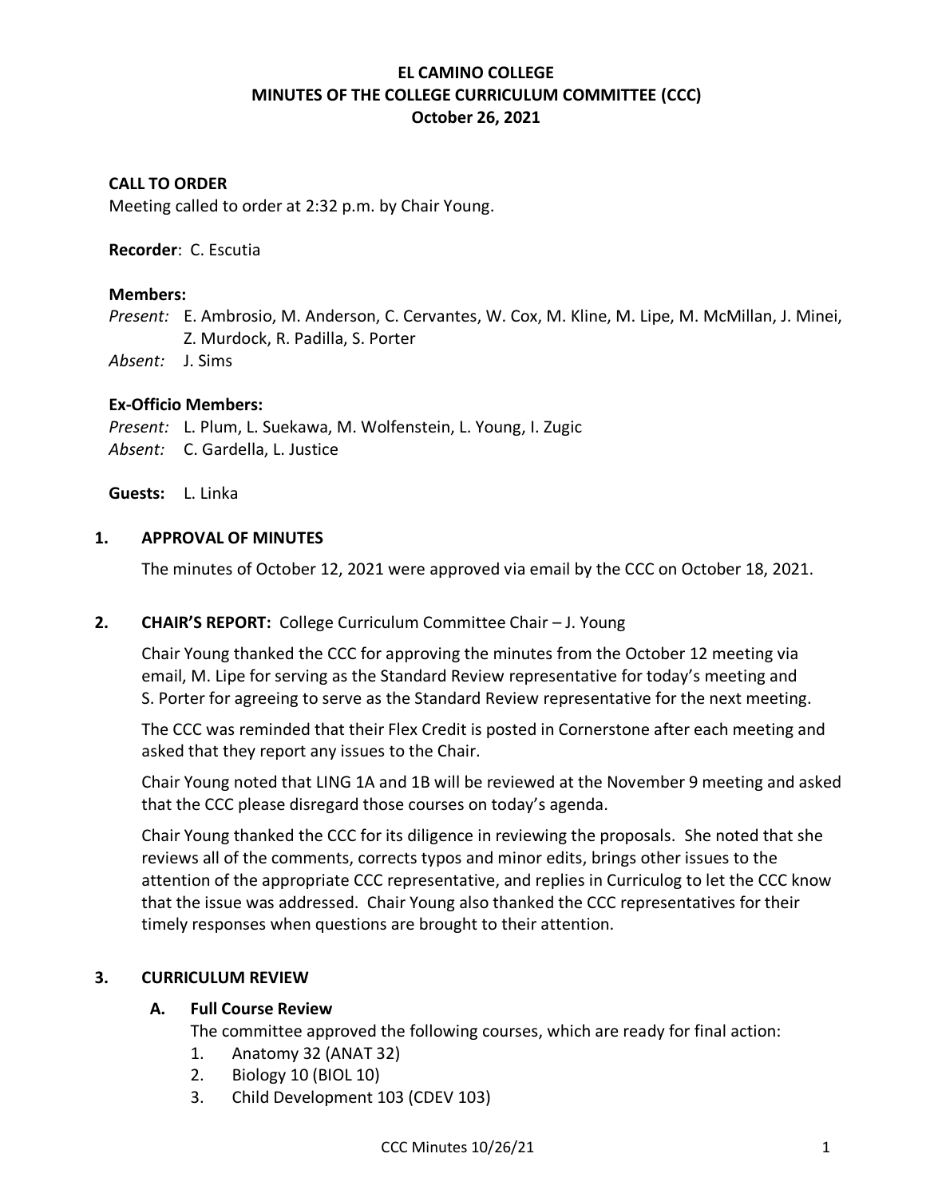# EL CAMINO COLLEGE
# MINUTES OF THE COLLEGE CURRICULUM COMMITTEE (CCC)
# October 26, 2021

**CALL TO ORDER**
Meeting called to order at 2:32 p.m. by Chair Young.

**Recorder**: C. Escutia

**Members:**
*Present:* E. Ambrosio, M. Anderson, C. Cervantes, W. Cox, M. Kline, M. Lipe, M. McMillan, J. Minei, Z. Murdock, R. Padilla, S. Porter
*Absent:* J. Sims

**Ex-Officio Members:**
*Present:* L. Plum, L. Suekawa, M. Wolfenstein, L. Young, I. Zugic
*Absent:* C. Gardella, L. Justice

**Guests:** L. Linka

## 1. APPROVAL OF MINUTES

The minutes of October 12, 2021 were approved via email by the CCC on October 18, 2021.

## 2. CHAIR'S REPORT: College Curriculum Committee Chair – J. Young

Chair Young thanked the CCC for approving the minutes from the October 12 meeting via email, M. Lipe for serving as the Standard Review representative for today's meeting and S. Porter for agreeing to serve as the Standard Review representative for the next meeting.

The CCC was reminded that their Flex Credit is posted in Cornerstone after each meeting and asked that they report any issues to the Chair.

Chair Young noted that LING 1A and 1B will be reviewed at the November 9 meeting and asked that the CCC please disregard those courses on today's agenda.

Chair Young thanked the CCC for its diligence in reviewing the proposals. She noted that she reviews all of the comments, corrects typos and minor edits, brings other issues to the attention of the appropriate CCC representative, and replies in Curriculog to let the CCC know that the issue was addressed. Chair Young also thanked the CCC representatives for their timely responses when questions are brought to their attention.

## 3. CURRICULUM REVIEW

### A. Full Course Review

The committee approved the following courses, which are ready for final action:

1. Anatomy 32 (ANAT 32)
2. Biology 10 (BIOL 10)
3. Child Development 103 (CDEV 103)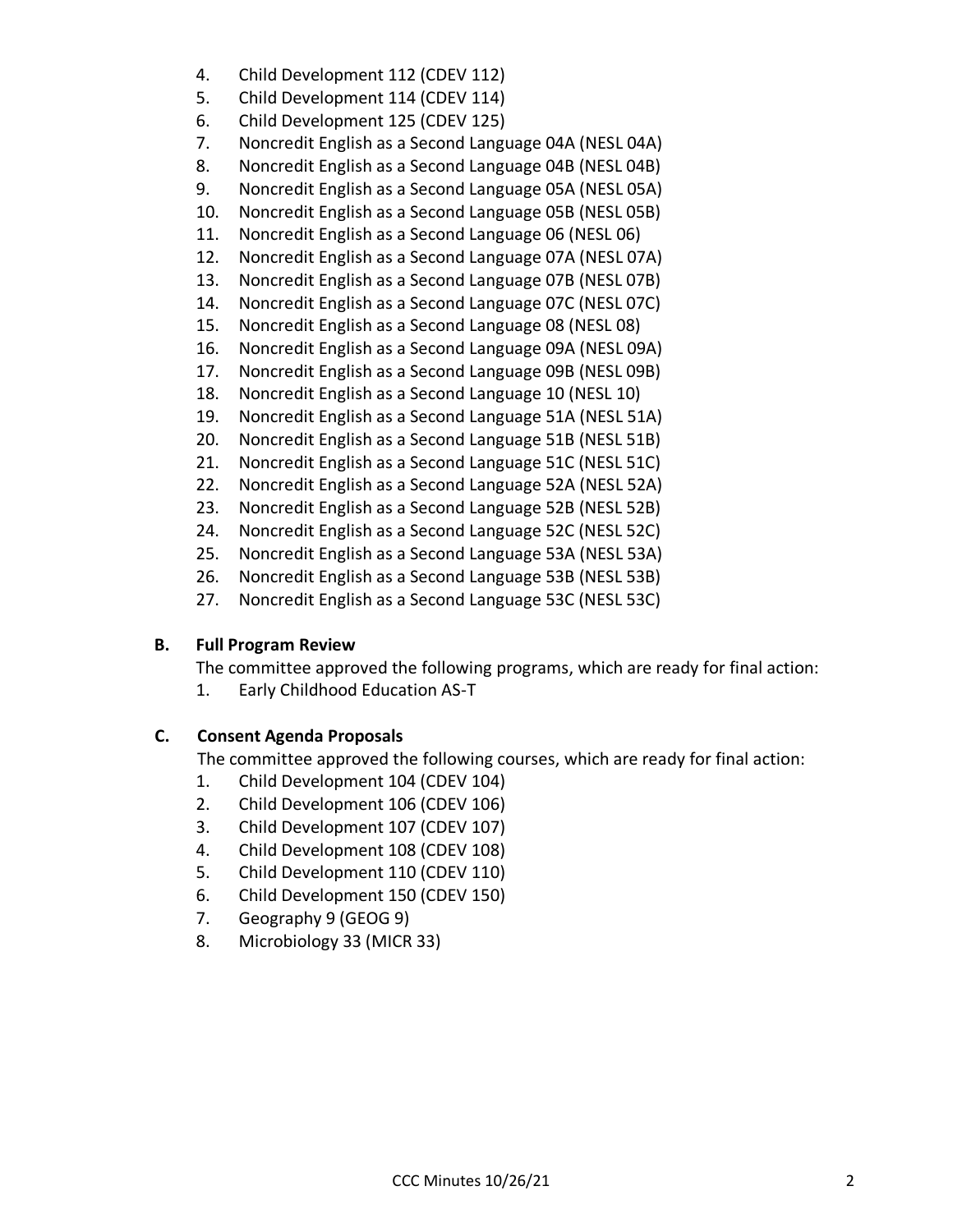4. Child Development 112 (CDEV 112)
5. Child Development 114 (CDEV 114)
6. Child Development 125 (CDEV 125)
7. Noncredit English as a Second Language 04A (NESL 04A)
8. Noncredit English as a Second Language 04B (NESL 04B)
9. Noncredit English as a Second Language 05A (NESL 05A)
10. Noncredit English as a Second Language 05B (NESL 05B)
11. Noncredit English as a Second Language 06 (NESL 06)
12. Noncredit English as a Second Language 07A (NESL 07A)
13. Noncredit English as a Second Language 07B (NESL 07B)
14. Noncredit English as a Second Language 07C (NESL 07C)
15. Noncredit English as a Second Language 08 (NESL 08)
16. Noncredit English as a Second Language 09A (NESL 09A)
17. Noncredit English as a Second Language 09B (NESL 09B)
18. Noncredit English as a Second Language 10 (NESL 10)
19. Noncredit English as a Second Language 51A (NESL 51A)
20. Noncredit English as a Second Language 51B (NESL 51B)
21. Noncredit English as a Second Language 51C (NESL 51C)
22. Noncredit English as a Second Language 52A (NESL 52A)
23. Noncredit English as a Second Language 52B (NESL 52B)
24. Noncredit English as a Second Language 52C (NESL 52C)
25. Noncredit English as a Second Language 53A (NESL 53A)
26. Noncredit English as a Second Language 53B (NESL 53B)
27. Noncredit English as a Second Language 53C (NESL 53C)

**B. Full Program Review**

The committee approved the following programs, which are ready for final action:

1. Early Childhood Education AS-T

**C. Consent Agenda Proposals**

The committee approved the following courses, which are ready for final action:

1. Child Development 104 (CDEV 104)
2. Child Development 106 (CDEV 106)
3. Child Development 107 (CDEV 107)
4. Child Development 108 (CDEV 108)
5. Child Development 110 (CDEV 110)
6. Child Development 150 (CDEV 150)
7. Geography 9 (GEOG 9)
8. Microbiology 33 (MICR 33)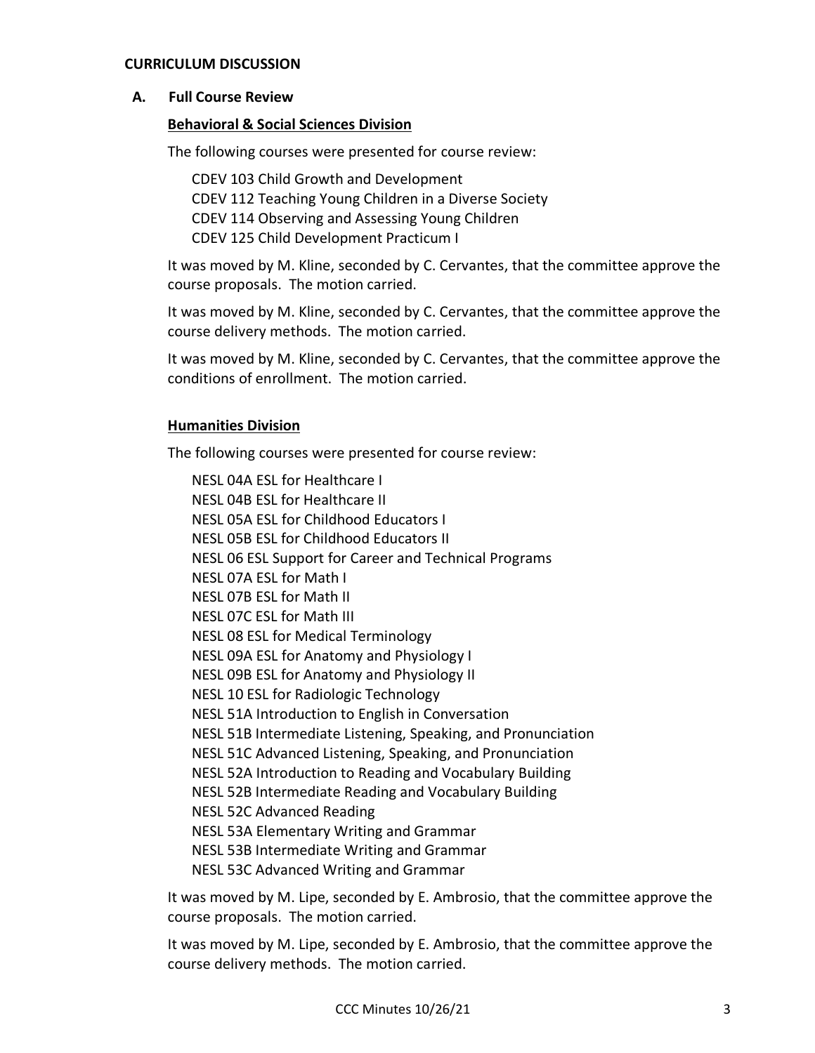**CURRICULUM DISCUSSION**

**A. Full Course Review**

**Behavioral & Social Sciences Division**

The following courses were presented for course review:

CDEV 103 Child Growth and Development
CDEV 112 Teaching Young Children in a Diverse Society
CDEV 114 Observing and Assessing Young Children
CDEV 125 Child Development Practicum I

It was moved by M. Kline, seconded by C. Cervantes, that the committee approve the course proposals. The motion carried.

It was moved by M. Kline, seconded by C. Cervantes, that the committee approve the course delivery methods. The motion carried.

It was moved by M. Kline, seconded by C. Cervantes, that the committee approve the conditions of enrollment. The motion carried.

**Humanities Division**

The following courses were presented for course review:

NESL 04A ESL for Healthcare I
NESL 04B ESL for Healthcare II
NESL 05A ESL for Childhood Educators I
NESL 05B ESL for Childhood Educators II
NESL 06 ESL Support for Career and Technical Programs
NESL 07A ESL for Math I
NESL 07B ESL for Math II
NESL 07C ESL for Math III
NESL 08 ESL for Medical Terminology
NESL 09A ESL for Anatomy and Physiology I
NESL 09B ESL for Anatomy and Physiology II
NESL 10 ESL for Radiologic Technology
NESL 51A Introduction to English in Conversation
NESL 51B Intermediate Listening, Speaking, and Pronunciation
NESL 51C Advanced Listening, Speaking, and Pronunciation
NESL 52A Introduction to Reading and Vocabulary Building
NESL 52B Intermediate Reading and Vocabulary Building
NESL 52C Advanced Reading
NESL 53A Elementary Writing and Grammar
NESL 53B Intermediate Writing and Grammar
NESL 53C Advanced Writing and Grammar

It was moved by M. Lipe, seconded by E. Ambrosio, that the committee approve the course proposals. The motion carried.

It was moved by M. Lipe, seconded by E. Ambrosio, that the committee approve the course delivery methods. The motion carried.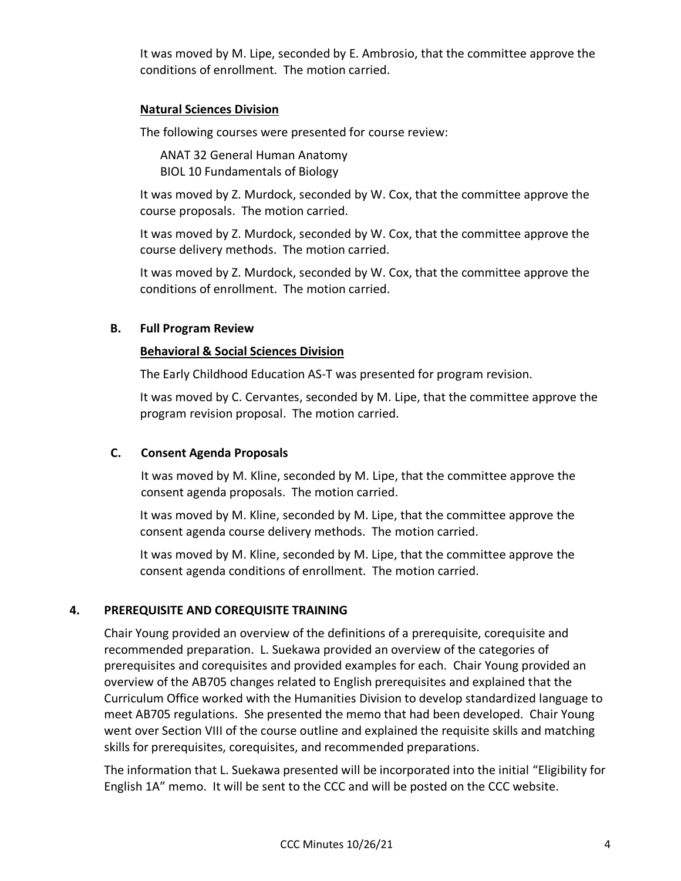It was moved by M. Lipe, seconded by E. Ambrosio, that the committee approve the conditions of enrollment. The motion carried.

**Natural Sciences Division**

The following courses were presented for course review:

ANAT 32 General Human Anatomy
BIOL 10 Fundamentals of Biology

It was moved by Z. Murdock, seconded by W. Cox, that the committee approve the course proposals. The motion carried.

It was moved by Z. Murdock, seconded by W. Cox, that the committee approve the course delivery methods. The motion carried.

It was moved by Z. Murdock, seconded by W. Cox, that the committee approve the conditions of enrollment. The motion carried.

### B. Full Program Review

**Behavioral & Social Sciences Division**

The Early Childhood Education AS-T was presented for program revision.

It was moved by C. Cervantes, seconded by M. Lipe, that the committee approve the program revision proposal. The motion carried.

### C. Consent Agenda Proposals

It was moved by M. Kline, seconded by M. Lipe, that the committee approve the consent agenda proposals. The motion carried.

It was moved by M. Kline, seconded by M. Lipe, that the committee approve the consent agenda course delivery methods. The motion carried.

It was moved by M. Kline, seconded by M. Lipe, that the committee approve the consent agenda conditions of enrollment. The motion carried.

## 4. PREREQUISITE AND COREQUISITE TRAINING

Chair Young provided an overview of the definitions of a prerequisite, corequisite and recommended preparation. L. Suekawa provided an overview of the categories of prerequisites and corequisites and provided examples for each. Chair Young provided an overview of the AB705 changes related to English prerequisites and explained that the Curriculum Office worked with the Humanities Division to develop standardized language to meet AB705 regulations. She presented the memo that had been developed. Chair Young went over Section VIII of the course outline and explained the requisite skills and matching skills for prerequisites, corequisites, and recommended preparations.

The information that L. Suekawa presented will be incorporated into the initial "Eligibility for English 1A" memo. It will be sent to the CCC and will be posted on the CCC website.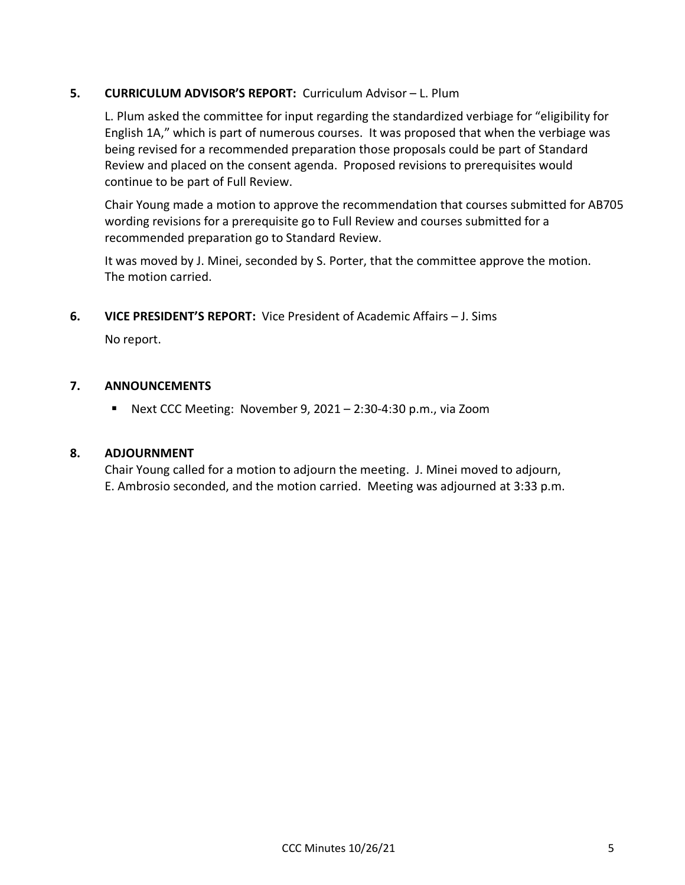**5. CURRICULUM ADVISOR'S REPORT:** Curriculum Advisor – L. Plum

L. Plum asked the committee for input regarding the standardized verbiage for "eligibility for English 1A," which is part of numerous courses. It was proposed that when the verbiage was being revised for a recommended preparation those proposals could be part of Standard Review and placed on the consent agenda. Proposed revisions to prerequisites would continue to be part of Full Review.

Chair Young made a motion to approve the recommendation that courses submitted for AB705 wording revisions for a prerequisite go to Full Review and courses submitted for a recommended preparation go to Standard Review.

It was moved by J. Minei, seconded by S. Porter, that the committee approve the motion. The motion carried.

**6. VICE PRESIDENT'S REPORT:** Vice President of Academic Affairs – J. Sims

No report.

**7. ANNOUNCEMENTS**

- Next CCC Meeting: November 9, 2021 – 2:30-4:30 p.m., via Zoom

**8. ADJOURNMENT**

Chair Young called for a motion to adjourn the meeting. J. Minei moved to adjourn, E. Ambrosio seconded, and the motion carried. Meeting was adjourned at 3:33 p.m.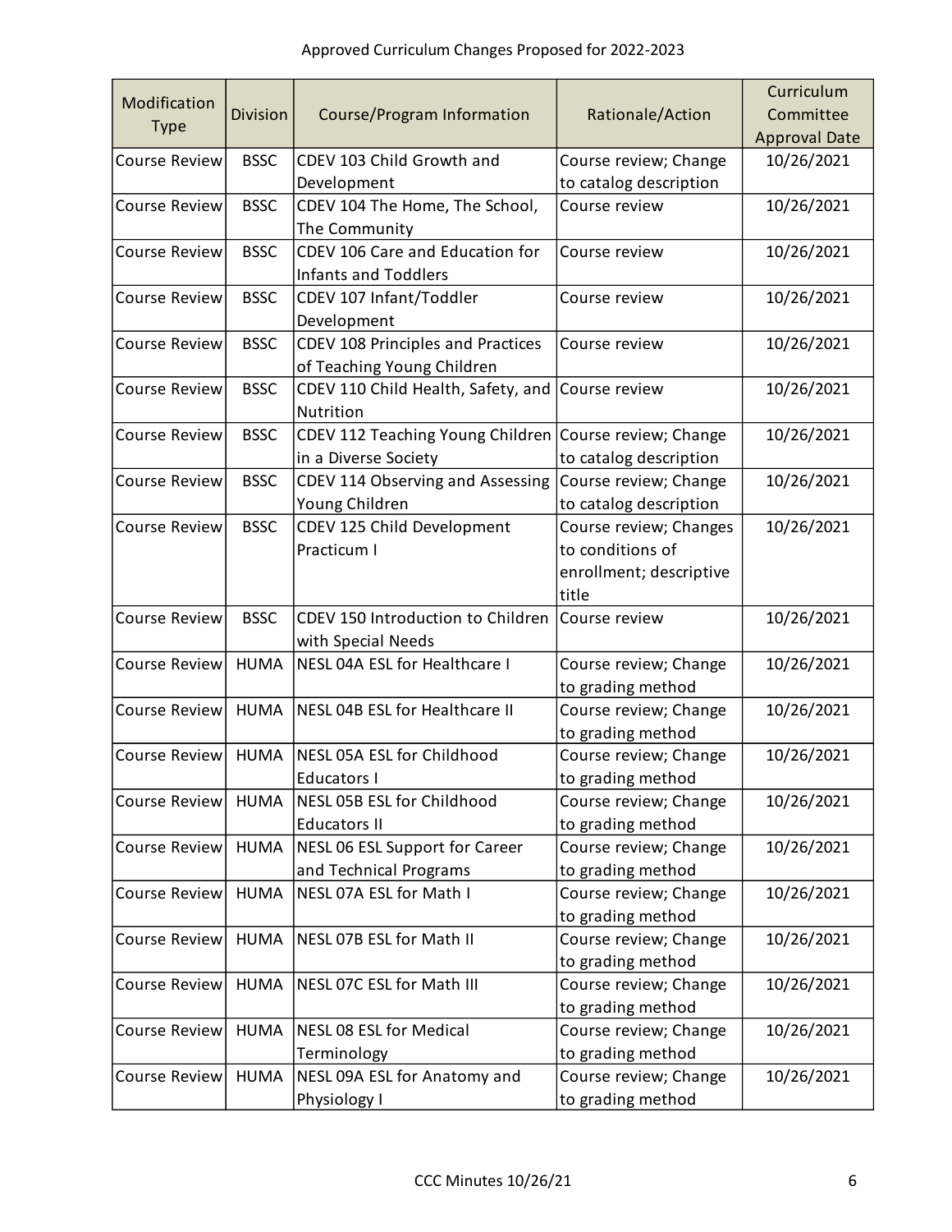Approved Curriculum Changes Proposed for 2022-2023

| Modification Type | Division | Course/Program Information | Rationale/Action | Curriculum Committee Approval Date |
|---|---|---|---|---|
| Course Review | BSSC | CDEV 103 Child Growth and Development | Course review; Change to catalog description | 10/26/2021 |
| Course Review | BSSC | CDEV 104 The Home, The School, The Community | Course review | 10/26/2021 |
| Course Review | BSSC | CDEV 106 Care and Education for Infants and Toddlers | Course review | 10/26/2021 |
| Course Review | BSSC | CDEV 107 Infant/Toddler Development | Course review | 10/26/2021 |
| Course Review | BSSC | CDEV 108 Principles and Practices of Teaching Young Children | Course review | 10/26/2021 |
| Course Review | BSSC | CDEV 110 Child Health, Safety, and Nutrition | Course review | 10/26/2021 |
| Course Review | BSSC | CDEV 112 Teaching Young Children in a Diverse Society | Course review; Change to catalog description | 10/26/2021 |
| Course Review | BSSC | CDEV 114 Observing and Assessing Young Children | Course review; Change to catalog description | 10/26/2021 |
| Course Review | BSSC | CDEV 125 Child Development Practicum I | Course review; Changes to conditions of enrollment; descriptive title | 10/26/2021 |
| Course Review | BSSC | CDEV 150 Introduction to Children with Special Needs | Course review | 10/26/2021 |
| Course Review | HUMA | NESL 04A ESL for Healthcare I | Course review; Change to grading method | 10/26/2021 |
| Course Review | HUMA | NESL 04B ESL for Healthcare II | Course review; Change to grading method | 10/26/2021 |
| Course Review | HUMA | NESL 05A ESL for Childhood Educators I | Course review; Change to grading method | 10/26/2021 |
| Course Review | HUMA | NESL 05B ESL for Childhood Educators II | Course review; Change to grading method | 10/26/2021 |
| Course Review | HUMA | NESL 06 ESL Support for Career and Technical Programs | Course review; Change to grading method | 10/26/2021 |
| Course Review | HUMA | NESL 07A ESL for Math I | Course review; Change to grading method | 10/26/2021 |
| Course Review | HUMA | NESL 07B ESL for Math II | Course review; Change to grading method | 10/26/2021 |
| Course Review | HUMA | NESL 07C ESL for Math III | Course review; Change to grading method | 10/26/2021 |
| Course Review | HUMA | NESL 08 ESL for Medical Terminology | Course review; Change to grading method | 10/26/2021 |
| Course Review | HUMA | NESL 09A ESL for Anatomy and Physiology I | Course review; Change to grading method | 10/26/2021 |

CCC Minutes 10/26/21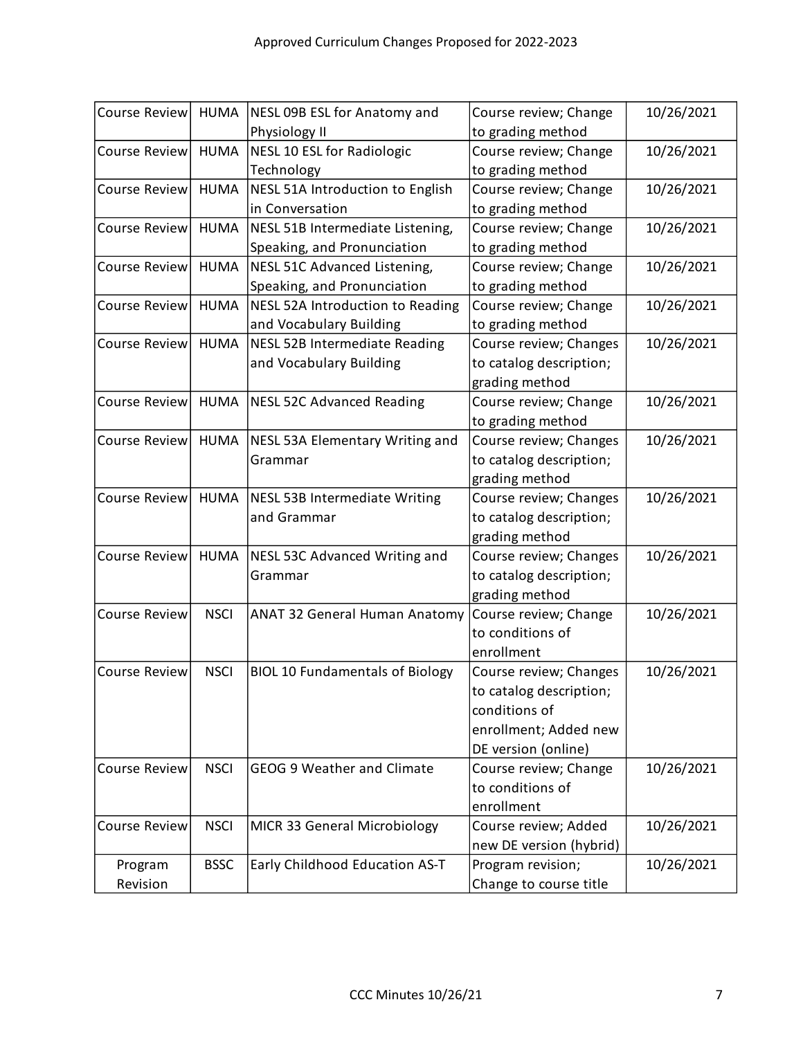| | | | | |
|---|---|---|---|---|
| Course Review | HUMA | NESL 09B ESL for Anatomy and Physiology II | Course review; Change to grading method | 10/26/2021 |
| Course Review | HUMA | NESL 10 ESL for Radiologic Technology | Course review; Change to grading method | 10/26/2021 |
| Course Review | HUMA | NESL 51A Introduction to English in Conversation | Course review; Change to grading method | 10/26/2021 |
| Course Review | HUMA | NESL 51B Intermediate Listening, Speaking, and Pronunciation | Course review; Change to grading method | 10/26/2021 |
| Course Review | HUMA | NESL 51C Advanced Listening, Speaking, and Pronunciation | Course review; Change to grading method | 10/26/2021 |
| Course Review | HUMA | NESL 52A Introduction to Reading and Vocabulary Building | Course review; Change to grading method | 10/26/2021 |
| Course Review | HUMA | NESL 52B Intermediate Reading and Vocabulary Building | Course review; Changes to catalog description; grading method | 10/26/2021 |
| Course Review | HUMA | NESL 52C Advanced Reading | Course review; Change to grading method | 10/26/2021 |
| Course Review | HUMA | NESL 53A Elementary Writing and Grammar | Course review; Changes to catalog description; grading method | 10/26/2021 |
| Course Review | HUMA | NESL 53B Intermediate Writing and Grammar | Course review; Changes to catalog description; grading method | 10/26/2021 |
| Course Review | HUMA | NESL 53C Advanced Writing and Grammar | Course review; Changes to catalog description; grading method | 10/26/2021 |
| Course Review | NSCI | ANAT 32 General Human Anatomy | Course review; Change to conditions of enrollment | 10/26/2021 |
| Course Review | NSCI | BIOL 10 Fundamentals of Biology | Course review; Changes to catalog description; conditions of enrollment; Added new DE version (online) | 10/26/2021 |
| Course Review | NSCI | GEOG 9 Weather and Climate | Course review; Change to conditions of enrollment | 10/26/2021 |
| Course Review | NSCI | MICR 33 General Microbiology | Course review; Added new DE version (hybrid) | 10/26/2021 |
| Program Revision | BSSC | Early Childhood Education AS-T | Program revision; Change to course title | 10/26/2021 |